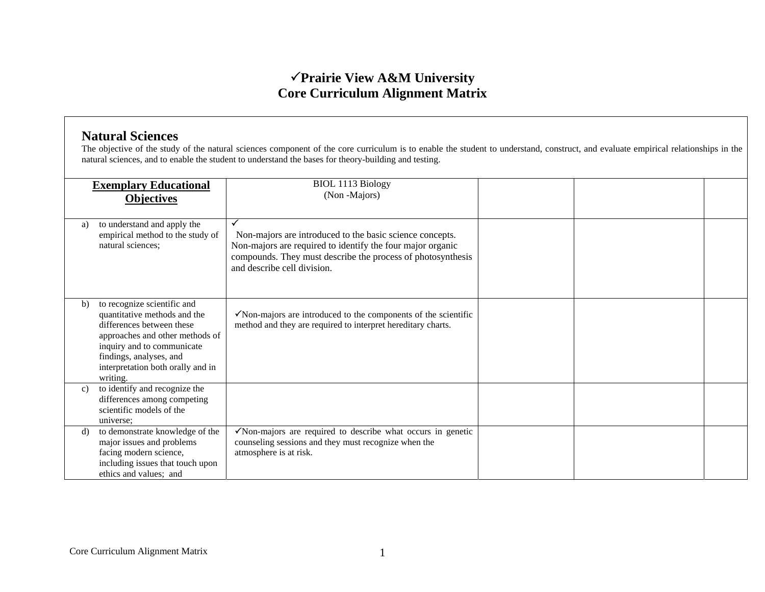# ✓Prairie View A&M University
# Core Curriculum Alignment Matrix

## Natural Sciences

The objective of the study of the natural sciences component of the core curriculum is to enable the student to understand, construct, and evaluate empirical relationships in the natural sciences, and to enable the student to understand the bases for theory-building and testing.

| **Exemplary Educational Objectives** | BIOL 1113 Biology (Non -Majors) | | | |
|---|---|---|---|---|
| a) to understand and apply the empirical method to the study of natural sciences; | ✓ Non-majors are introduced to the basic science concepts. Non-majors are required to identify the four major organic compounds. They must describe the process of photosynthesis and describe cell division. | | | |
| b) to recognize scientific and quantitative methods and the differences between these approaches and other methods of inquiry and to communicate findings, analyses, and interpretation both orally and in writing. | ✓Non-majors are introduced to the components of the scientific method and they are required to interpret hereditary charts. | | | |
| c) to identify and recognize the differences among competing scientific models of the universe; | | | | |
| d) to demonstrate knowledge of the major issues and problems facing modern science, including issues that touch upon ethics and values; and | ✓Non-majors are required to describe what occurs in genetic counseling sessions and they must recognize when the atmosphere is at risk. | | | |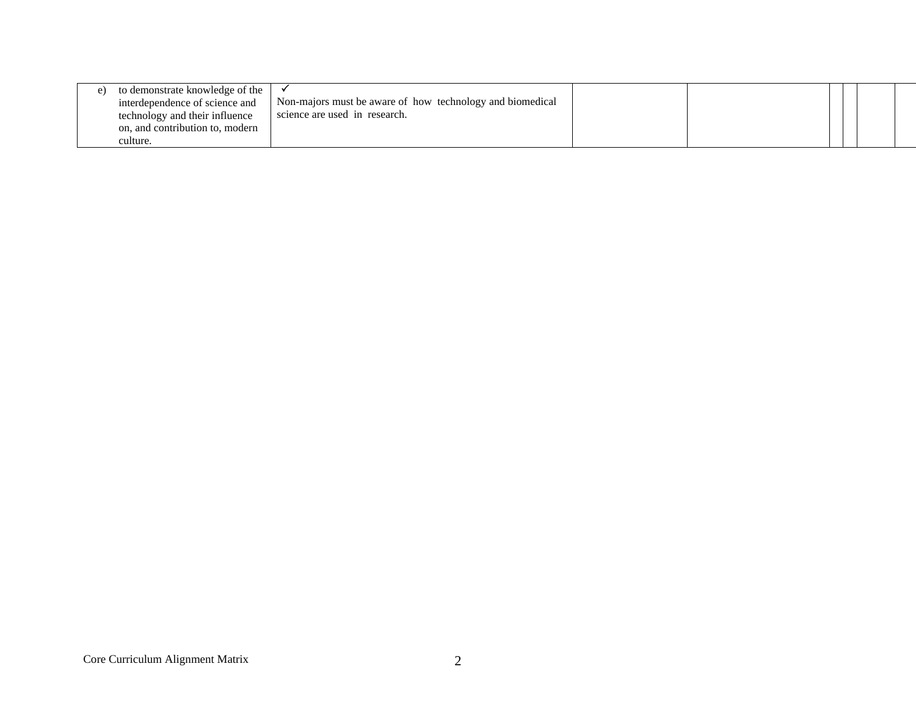| | | | | | | | |
|---|---|---|---|---|---|---|---|
| e) to demonstrate knowledge of the interdependence of science and technology and their influence on, and contribution to, modern culture. | ✓<br>Non-majors must be aware of how technology and biomedical science are used in research. | | | | | | |